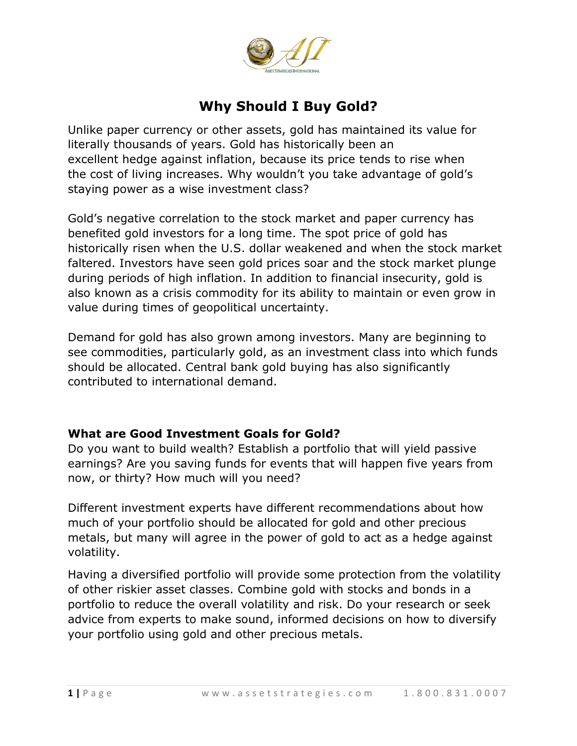# Why Should I Buy Gold?

Unlike paper currency or other assets, gold has maintained its value for literally thousands of years. Gold has historically been an excellent hedge against inflation, because its price tends to rise when the cost of living increases. Why wouldn't you take advantage of gold's staying power as a wise investment class?

Gold's negative correlation to the stock market and paper currency has benefited gold investors for a long time. The spot price of gold has historically risen when the U.S. dollar weakened and when the stock market faltered. Investors have seen gold prices soar and the stock market plunge during periods of high inflation. In addition to financial insecurity, gold is also known as a crisis commodity for its ability to maintain or even grow in value during times of geopolitical uncertainty.

Demand for gold has also grown among investors. Many are beginning to see commodities, particularly gold, as an investment class into which funds should be allocated. Central bank gold buying has also significantly contributed to international demand.

**What are Good Investment Goals for Gold?**

Do you want to build wealth? Establish a portfolio that will yield passive earnings? Are you saving funds for events that will happen five years from now, or thirty? How much will you need?

Different investment experts have different recommendations about how much of your portfolio should be allocated for gold and other precious metals, but many will agree in the power of gold to act as a hedge against volatility.

Having a diversified portfolio will provide some protection from the volatility of other riskier asset classes. Combine gold with stocks and bonds in a portfolio to reduce the overall volatility and risk. Do your research or seek advice from experts to make sound, informed decisions on how to diversify your portfolio using gold and other precious metals.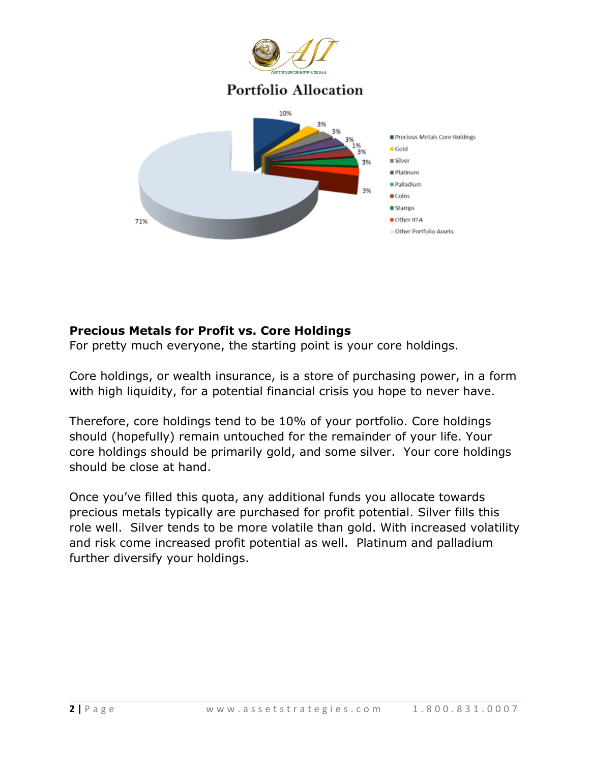# Portfolio Allocation

## Precious Metals for Profit vs. Core Holdings

For pretty much everyone, the starting point is your core holdings.

Core holdings, or wealth insurance, is a store of purchasing power, in a form with high liquidity, for a potential financial crisis you hope to never have.

Therefore, core holdings tend to be 10% of your portfolio. Core holdings should (hopefully) remain untouched for the remainder of your life. Your core holdings should be primarily gold, and some silver. Your core holdings should be close at hand.

Once you've filled this quota, any additional funds you allocate towards precious metals typically are purchased for profit potential. Silver fills this role well. Silver tends to be more volatile than gold. With increased volatility and risk come increased profit potential as well. Platinum and palladium further diversify your holdings.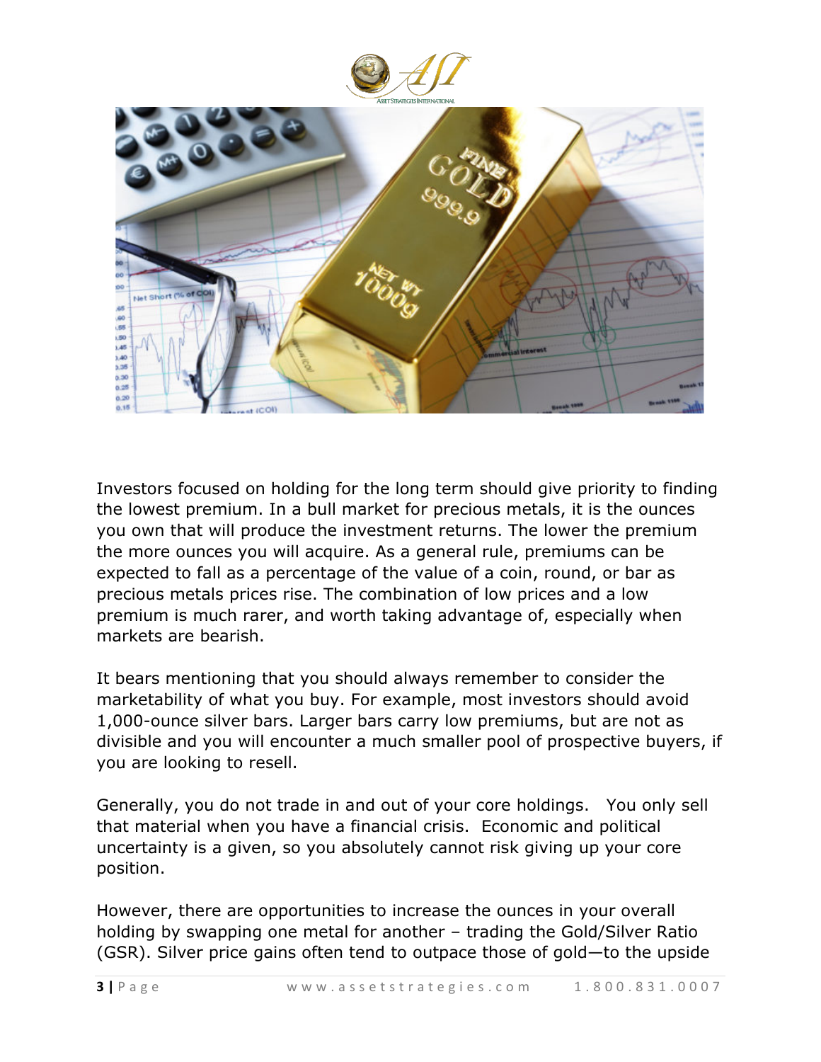Investors focused on holding for the long term should give priority to finding the lowest premium. In a bull market for precious metals, it is the ounces you own that will produce the investment returns. The lower the premium the more ounces you will acquire. As a general rule, premiums can be expected to fall as a percentage of the value of a coin, round, or bar as precious metals prices rise. The combination of low prices and a low premium is much rarer, and worth taking advantage of, especially when markets are bearish.

It bears mentioning that you should always remember to consider the marketability of what you buy. For example, most investors should avoid 1,000-ounce silver bars. Larger bars carry low premiums, but are not as divisible and you will encounter a much smaller pool of prospective buyers, if you are looking to resell.

Generally, you do not trade in and out of your core holdings. You only sell that material when you have a financial crisis. Economic and political uncertainty is a given, so you absolutely cannot risk giving up your core position.

However, there are opportunities to increase the ounces in your overall holding by swapping one metal for another – trading the Gold/Silver Ratio (GSR). Silver price gains often tend to outpace those of gold—to the upside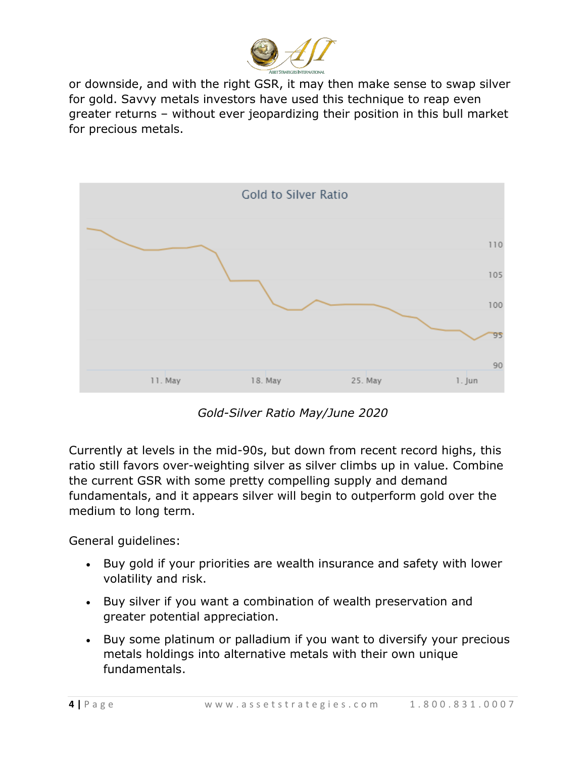or downside, and with the right GSR, it may then make sense to swap silver for gold. Savvy metals investors have used this technique to reap even greater returns – without ever jeopardizing their position in this bull market for precious metals.

*Gold-Silver Ratio May/June 2020*

Currently at levels in the mid-90s, but down from recent record highs, this ratio still favors over-weighting silver as silver climbs up in value. Combine the current GSR with some pretty compelling supply and demand fundamentals, and it appears silver will begin to outperform gold over the medium to long term.

General guidelines:

- Buy gold if your priorities are wealth insurance and safety with lower volatility and risk.
- Buy silver if you want a combination of wealth preservation and greater potential appreciation.
- Buy some platinum or palladium if you want to diversify your precious metals holdings into alternative metals with their own unique fundamentals.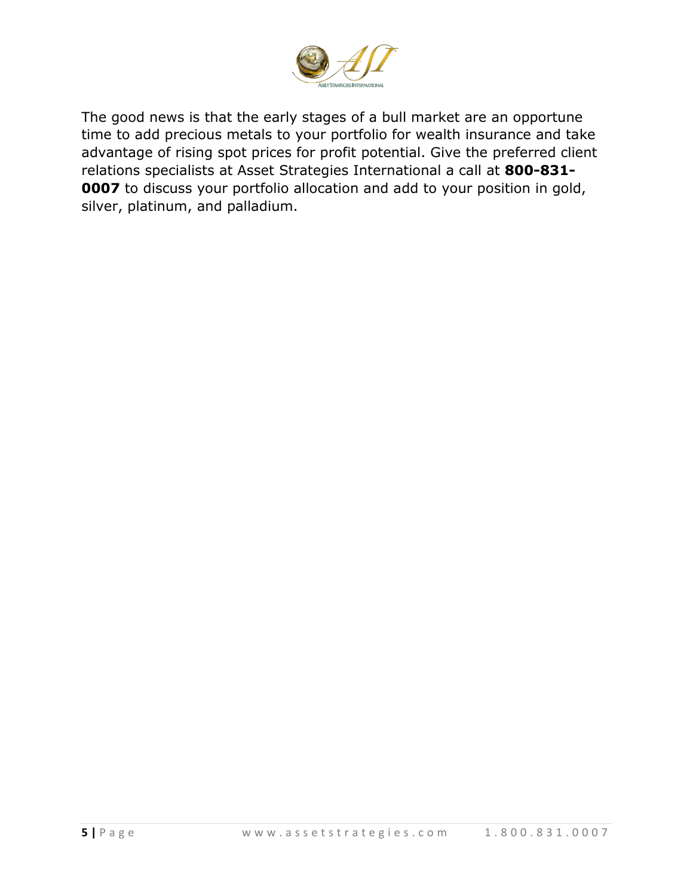The good news is that the early stages of a bull market are an opportune time to add precious metals to your portfolio for wealth insurance and take advantage of rising spot prices for profit potential. Give the preferred client relations specialists at Asset Strategies International a call at **800-831-0007** to discuss your portfolio allocation and add to your position in gold, silver, platinum, and palladium.